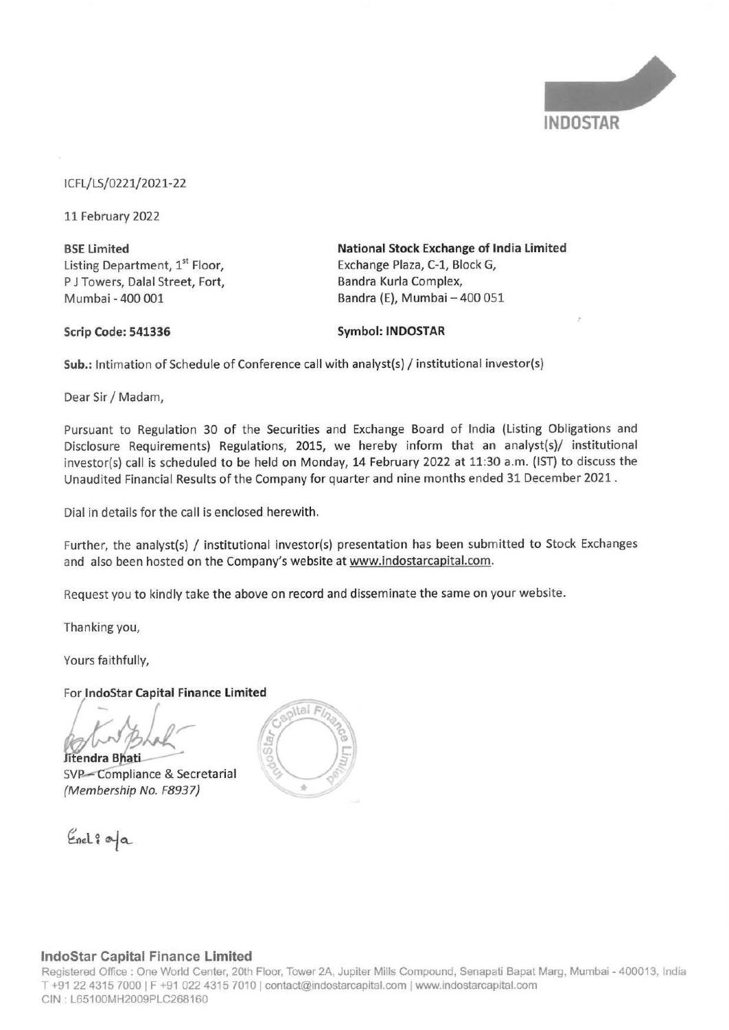INDOSTAR

ICFL/LS/0221/2021-22

11 February 2022

| BSE Limited | National Stock Exchange of India Limited |
|---|---|
| Listing Department, 1st Floor, | Exchange Plaza, C-1, Block G, |
| P J Towers, Dalal Street, Fort, | Bandra Kurla Complex, |
| Mumbai - 400 001 | Bandra (E), Mumbai – 400 051 |
| **Scrip Code: 541336** | **Symbol: INDOSTAR** |

**Sub.:** Intimation of Schedule of Conference call with analyst(s) / institutional investor(s)

Dear Sir / Madam,

Pursuant to Regulation 30 of the Securities and Exchange Board of India (Listing Obligations and Disclosure Requirements) Regulations, 2015, we hereby inform that an analyst(s)/ institutional investor(s) call is scheduled to be held on Monday, 14 February 2022 at 11:30 a.m. (IST) to discuss the Unaudited Financial Results of the Company for quarter and nine months ended 31 December 2021.

Dial in details for the call is enclosed herewith.

Further, the analyst(s) / institutional investor(s) presentation has been submitted to Stock Exchanges and also been hosted on the Company's website at www.indostarcapital.com.

Request you to kindly take the above on record and disseminate the same on your website.

Thanking you,

Yours faithfully,

For **IndoStar Capital Finance Limited**

**Jitendra Bhati**
SVP – Compliance & Secretarial
*(Membership No. F8937)*

Encl: a/a

**IndoStar Capital Finance Limited**
Registered Office : One World Center, 20th Floor, Tower 2A, Jupiter Mills Compound, Senapati Bapat Marg, Mumbai - 400013, India
T +91 22 4315 7000 | F +91 022 4315 7010 | contact@indostarcapital.com | www.indostarcapital.com
CIN : L65100MH2009PLC268160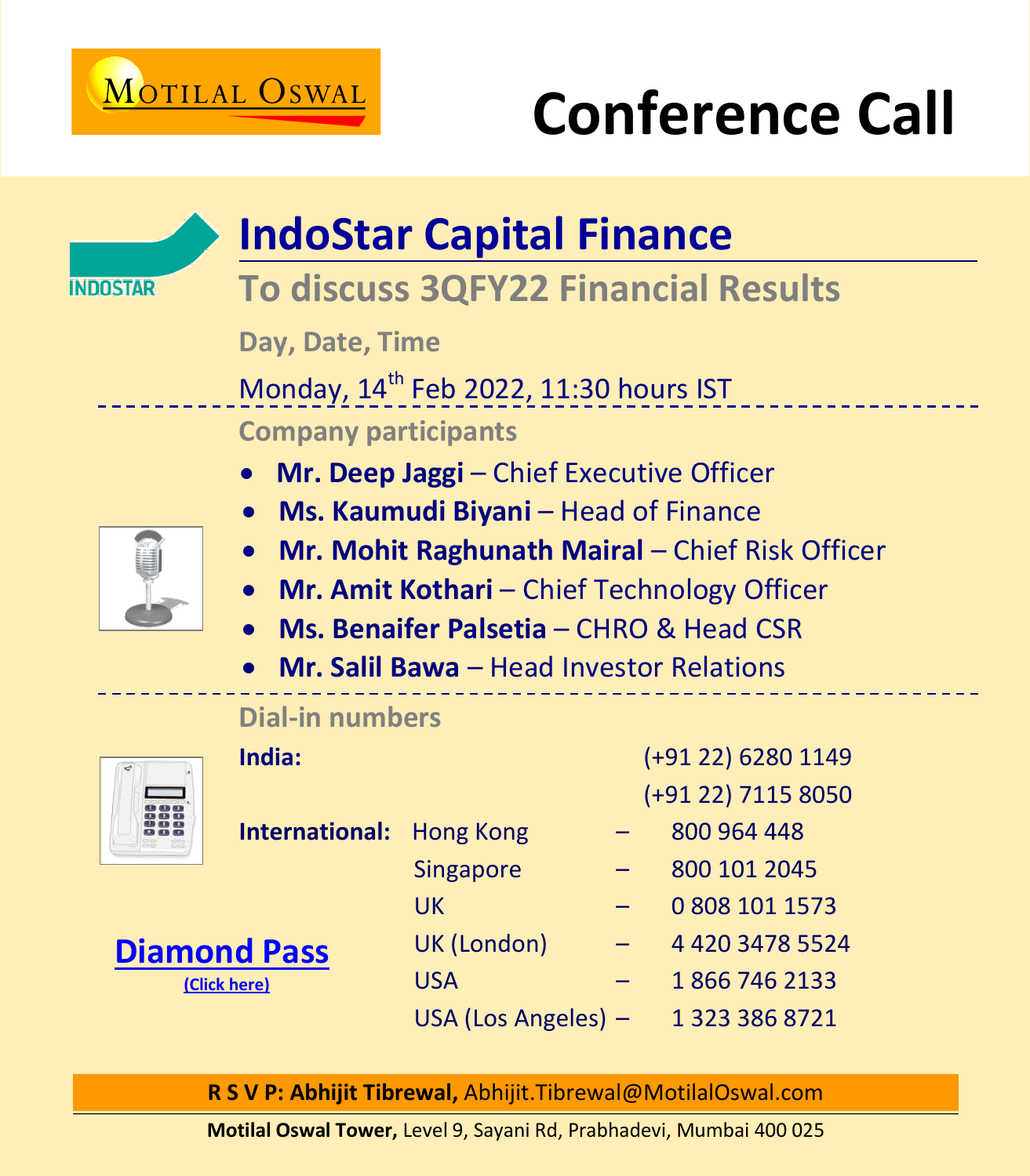# Conference Call

## IndoStar Capital Finance

### To discuss 3QFY22 Financial Results

**Day, Date, Time**

Monday, 14th Feb 2022, 11:30 hours IST

**Company participants**

- **Mr. Deep Jaggi** – Chief Executive Officer
- **Ms. Kaumudi Biyani** – Head of Finance
- **Mr. Mohit Raghunath Mairal** – Chief Risk Officer
- **Mr. Amit Kothari** – Chief Technology Officer
- **Ms. Benaifer Palsetia** – CHRO & Head CSR
- **Mr. Salil Bawa** – Head Investor Relations

**Dial-in numbers**

| | | | |
|---|---|---|---|
| **India:** | | | (+91 22) 6280 1149 |
| | | | (+91 22) 7115 8050 |
| **International:** | Hong Kong | – | 800 964 448 |
| | Singapore | – | 800 101 2045 |
| | UK | – | 0 808 101 1573 |
| | UK (London) | – | 4 420 3478 5524 |
| | USA | – | 1 866 746 2133 |
| | USA (Los Angeles) | – | 1 323 386 8721 |

**Diamond Pass**
(Click here)

**R S V P: Abhijit Tibrewal,** Abhijit.Tibrewal@MotilalOswal.com

**Motilal Oswal Tower,** Level 9, Sayani Rd, Prabhadevi, Mumbai 400 025